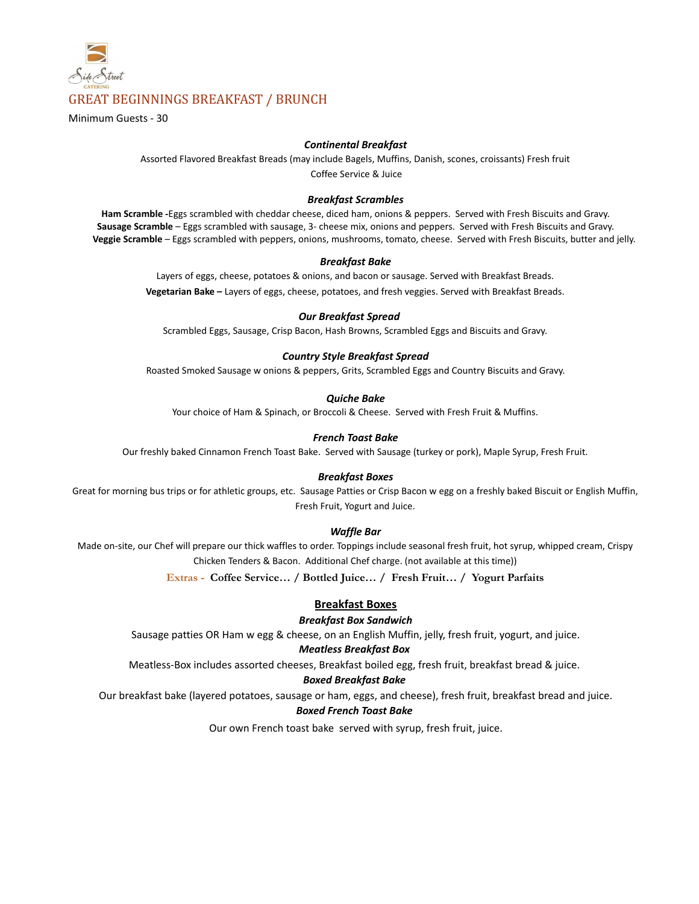Side Street CATERING

# GREAT BEGINNINGS BREAKFAST / BRUNCH

Minimum Guests - 30

***Continental Breakfast***

Assorted Flavored Breakfast Breads (may include Bagels, Muffins, Danish, scones, croissants) Fresh fruit
Coffee Service & Juice

***Breakfast Scrambles***

**Ham Scramble -**Eggs scrambled with cheddar cheese, diced ham, onions & peppers. Served with Fresh Biscuits and Gravy.
**Sausage Scramble** – Eggs scrambled with sausage, 3- cheese mix, onions and peppers. Served with Fresh Biscuits and Gravy.
**Veggie Scramble** – Eggs scrambled with peppers, onions, mushrooms, tomato, cheese. Served with Fresh Biscuits, butter and jelly.

***Breakfast Bake***

Layers of eggs, cheese, potatoes & onions, and bacon or sausage. Served with Breakfast Breads.

**Vegetarian Bake –** Layers of eggs, cheese, potatoes, and fresh veggies. Served with Breakfast Breads.

***Our Breakfast Spread***

Scrambled Eggs, Sausage, Crisp Bacon, Hash Browns, Scrambled Eggs and Biscuits and Gravy.

***Country Style Breakfast Spread***

Roasted Smoked Sausage w onions & peppers, Grits, Scrambled Eggs and Country Biscuits and Gravy.

***Quiche Bake***

Your choice of Ham & Spinach, or Broccoli & Cheese. Served with Fresh Fruit & Muffins.

***French Toast Bake***

Our freshly baked Cinnamon French Toast Bake. Served with Sausage (turkey or pork), Maple Syrup, Fresh Fruit.

***Breakfast Boxes***

Great for morning bus trips or for athletic groups, etc. Sausage Patties or Crisp Bacon w egg on a freshly baked Biscuit or English Muffin, Fresh Fruit, Yogurt and Juice.

***Waffle Bar***

Made on-site, our Chef will prepare our thick waffles to order. Toppings include seasonal fresh fruit, hot syrup, whipped cream, Crispy Chicken Tenders & Bacon. Additional Chef charge. (not available at this time))

Extras - **Coffee Service… / Bottled Juice… / Fresh Fruit… / Yogurt Parfaits**

## Breakfast Boxes

***Breakfast Box Sandwich***

Sausage patties OR Ham w egg & cheese, on an English Muffin, jelly, fresh fruit, yogurt, and juice.

***Meatless Breakfast Box***

Meatless-Box includes assorted cheeses, Breakfast boiled egg, fresh fruit, breakfast bread & juice.

***Boxed Breakfast Bake***

Our breakfast bake (layered potatoes, sausage or ham, eggs, and cheese), fresh fruit, breakfast bread and juice.

***Boxed French Toast Bake***

Our own French toast bake served with syrup, fresh fruit, juice.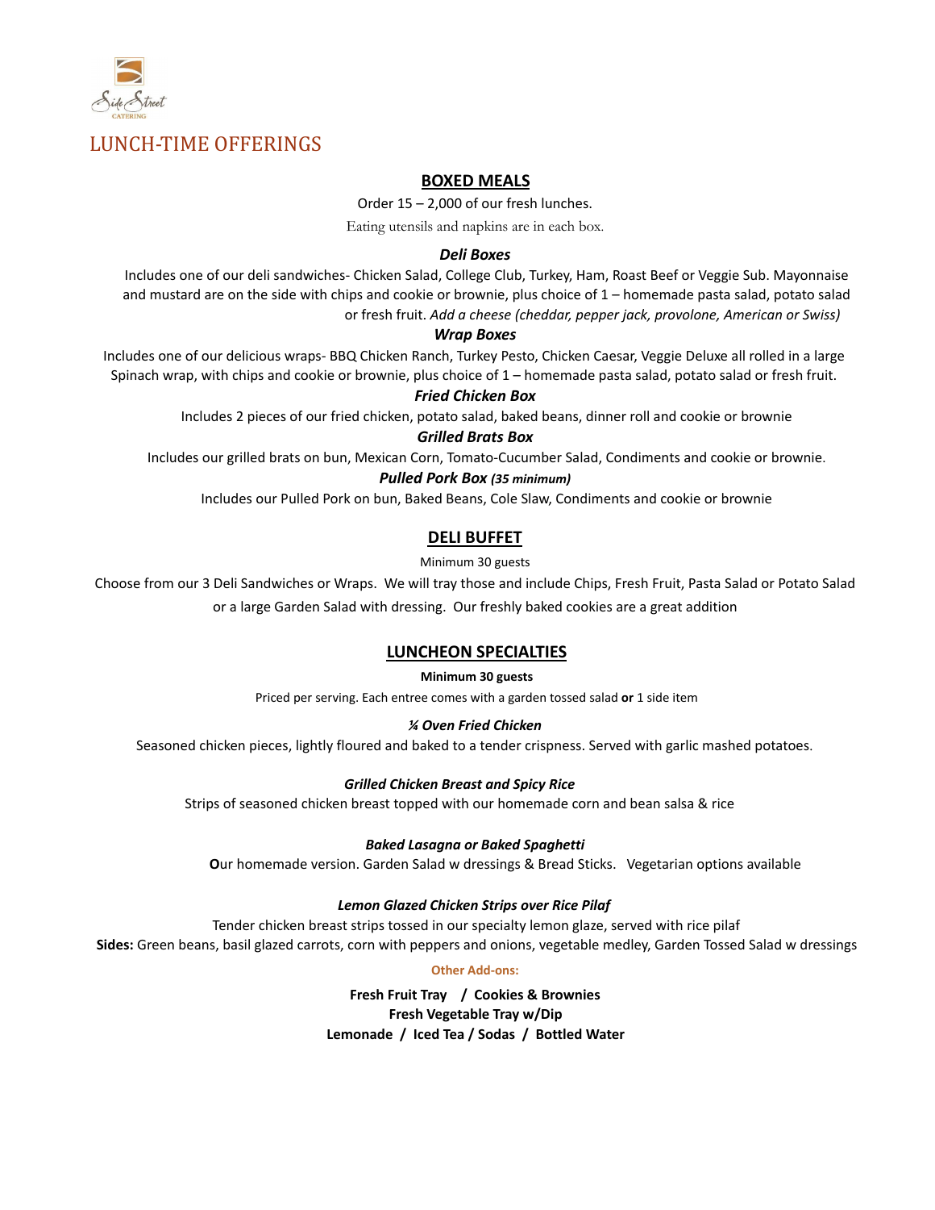Side Street CATERING

# LUNCH-TIME OFFERINGS

## BOXED MEALS

Order 15 – 2,000 of our fresh lunches.

Eating utensils and napkins are in each box.

### *Deli Boxes*

Includes one of our deli sandwiches- Chicken Salad, College Club, Turkey, Ham, Roast Beef or Veggie Sub. Mayonnaise and mustard are on the side with chips and cookie or brownie, plus choice of 1 – homemade pasta salad, potato salad or fresh fruit. *Add a cheese (cheddar, pepper jack, provolone, American or Swiss)*

### *Wrap Boxes*

Includes one of our delicious wraps- BBQ Chicken Ranch, Turkey Pesto, Chicken Caesar, Veggie Deluxe all rolled in a large Spinach wrap, with chips and cookie or brownie, plus choice of 1 – homemade pasta salad, potato salad or fresh fruit.

### *Fried Chicken Box*

Includes 2 pieces of our fried chicken, potato salad, baked beans, dinner roll and cookie or brownie

### *Grilled Brats Box*

Includes our grilled brats on bun, Mexican Corn, Tomato-Cucumber Salad, Condiments and cookie or brownie.

### *Pulled Pork Box (35 minimum)*

Includes our Pulled Pork on bun, Baked Beans, Cole Slaw, Condiments and cookie or brownie

## DELI BUFFET

Minimum 30 guests

Choose from our 3 Deli Sandwiches or Wraps. We will tray those and include Chips, Fresh Fruit, Pasta Salad or Potato Salad or a large Garden Salad with dressing. Our freshly baked cookies are a great addition

## LUNCHEON SPECIALTIES

**Minimum 30 guests**

Priced per serving. Each entree comes with a garden tossed salad **or** 1 side item

### *¼ Oven Fried Chicken*

Seasoned chicken pieces, lightly floured and baked to a tender crispness. Served with garlic mashed potatoes.

### *Grilled Chicken Breast and Spicy Rice*

Strips of seasoned chicken breast topped with our homemade corn and bean salsa & rice

### *Baked Lasagna or Baked Spaghetti*

**O**ur homemade version. Garden Salad w dressings & Bread Sticks. Vegetarian options available

### *Lemon Glazed Chicken Strips over Rice Pilaf*

Tender chicken breast strips tossed in our specialty lemon glaze, served with rice pilaf

**Sides:** Green beans, basil glazed carrots, corn with peppers and onions, vegetable medley, Garden Tossed Salad w dressings

**Other Add-ons:**

**Fresh Fruit Tray / Cookies & Brownies**

**Fresh Vegetable Tray w/Dip**

**Lemonade / Iced Tea / Sodas / Bottled Water**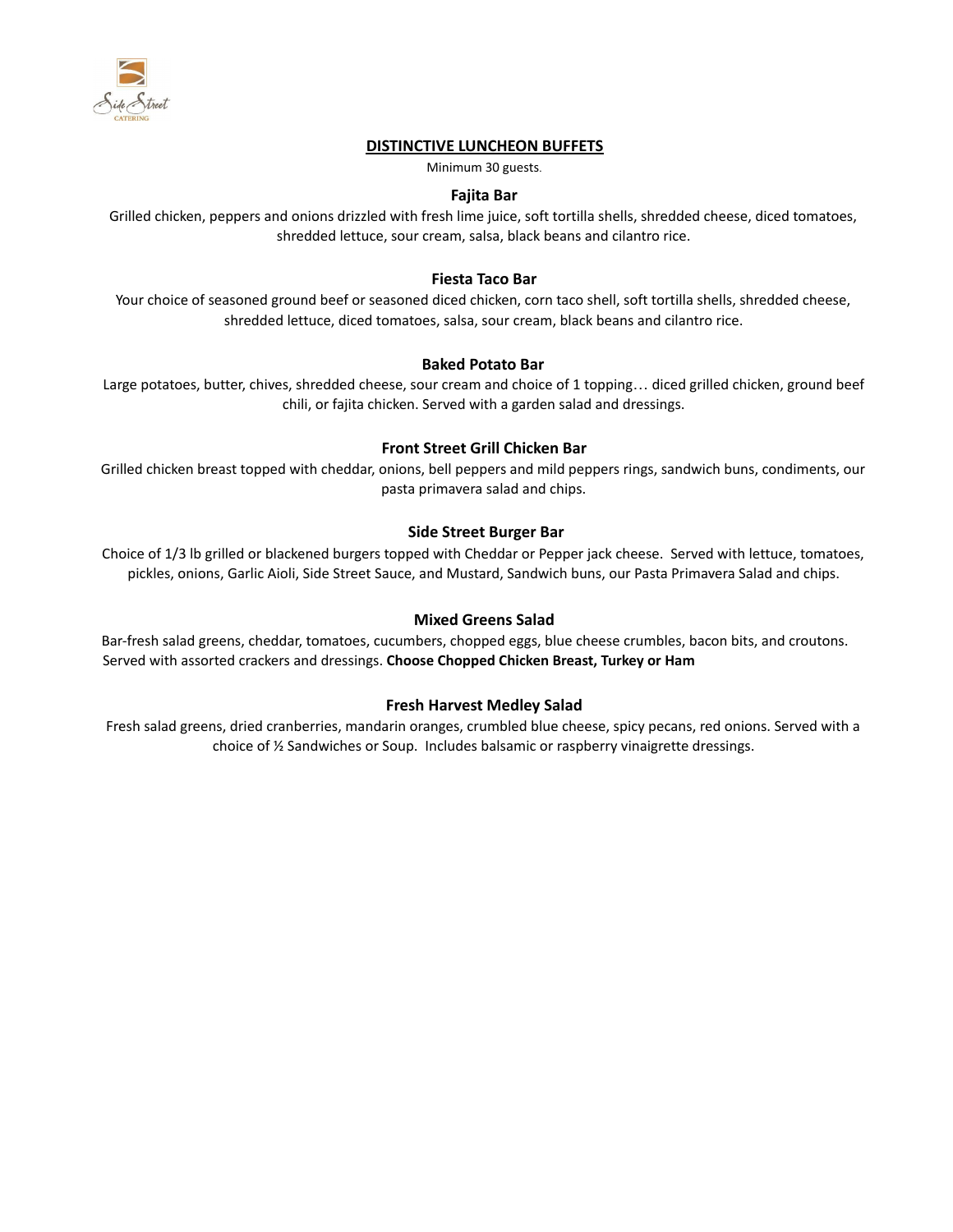## DISTINCTIVE LUNCHEON BUFFETS

Minimum 30 guests.

### Fajita Bar

Grilled chicken, peppers and onions drizzled with fresh lime juice, soft tortilla shells, shredded cheese, diced tomatoes, shredded lettuce, sour cream, salsa, black beans and cilantro rice.

### Fiesta Taco Bar

Your choice of seasoned ground beef or seasoned diced chicken, corn taco shell, soft tortilla shells, shredded cheese, shredded lettuce, diced tomatoes, salsa, sour cream, black beans and cilantro rice.

### Baked Potato Bar

Large potatoes, butter, chives, shredded cheese, sour cream and choice of 1 topping… diced grilled chicken, ground beef chili, or fajita chicken. Served with a garden salad and dressings.

### Front Street Grill Chicken Bar

Grilled chicken breast topped with cheddar, onions, bell peppers and mild peppers rings, sandwich buns, condiments, our pasta primavera salad and chips.

### Side Street Burger Bar

Choice of 1/3 lb grilled or blackened burgers topped with Cheddar or Pepper jack cheese. Served with lettuce, tomatoes, pickles, onions, Garlic Aioli, Side Street Sauce, and Mustard, Sandwich buns, our Pasta Primavera Salad and chips.

### Mixed Greens Salad

Bar-fresh salad greens, cheddar, tomatoes, cucumbers, chopped eggs, blue cheese crumbles, bacon bits, and croutons. Served with assorted crackers and dressings. **Choose Chopped Chicken Breast, Turkey or Ham**

### Fresh Harvest Medley Salad

Fresh salad greens, dried cranberries, mandarin oranges, crumbled blue cheese, spicy pecans, red onions. Served with a choice of ½ Sandwiches or Soup. Includes balsamic or raspberry vinaigrette dressings.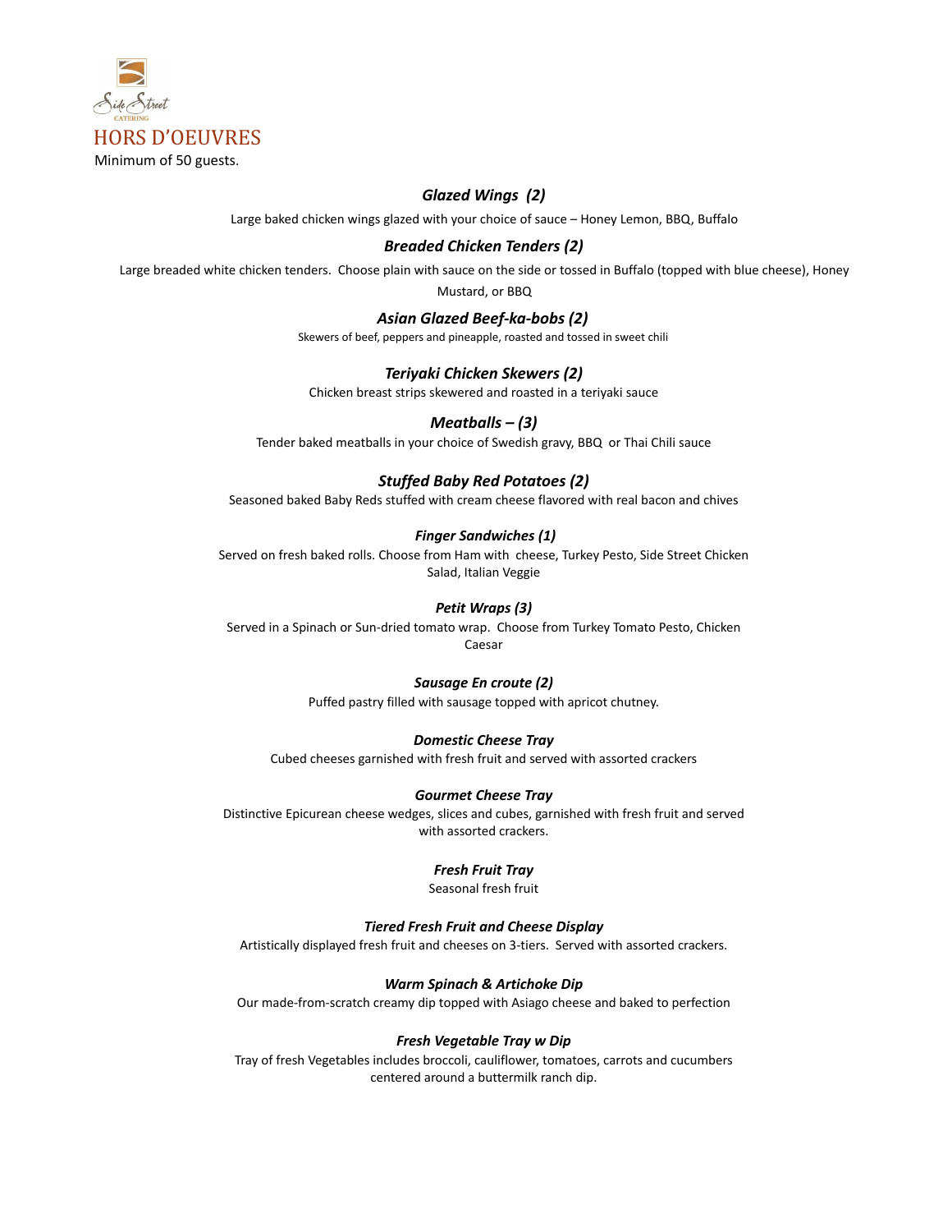Side Street CATERING

# HORS D'OEUVRES

Minimum of 50 guests.

### *Glazed Wings (2)*

Large baked chicken wings glazed with your choice of sauce – Honey Lemon, BBQ, Buffalo

### *Breaded Chicken Tenders (2)*

Large breaded white chicken tenders. Choose plain with sauce on the side or tossed in Buffalo (topped with blue cheese), Honey Mustard, or BBQ

### *Asian Glazed Beef-ka-bobs (2)*

Skewers of beef, peppers and pineapple, roasted and tossed in sweet chili

### *Teriyaki Chicken Skewers (2)*

Chicken breast strips skewered and roasted in a teriyaki sauce

### *Meatballs – (3)*

Tender baked meatballs in your choice of Swedish gravy, BBQ or Thai Chili sauce

### *Stuffed Baby Red Potatoes (2)*

Seasoned baked Baby Reds stuffed with cream cheese flavored with real bacon and chives

### *Finger Sandwiches (1)*

Served on fresh baked rolls. Choose from Ham with cheese, Turkey Pesto, Side Street Chicken Salad, Italian Veggie

### *Petit Wraps (3)*

Served in a Spinach or Sun-dried tomato wrap. Choose from Turkey Tomato Pesto, Chicken Caesar

### *Sausage En croute (2)*

Puffed pastry filled with sausage topped with apricot chutney.

### *Domestic Cheese Tray*

Cubed cheeses garnished with fresh fruit and served with assorted crackers

### *Gourmet Cheese Tray*

Distinctive Epicurean cheese wedges, slices and cubes, garnished with fresh fruit and served with assorted crackers.

### *Fresh Fruit Tray*

Seasonal fresh fruit

### *Tiered Fresh Fruit and Cheese Display*

Artistically displayed fresh fruit and cheeses on 3-tiers. Served with assorted crackers.

### *Warm Spinach & Artichoke Dip*

Our made-from-scratch creamy dip topped with Asiago cheese and baked to perfection

### *Fresh Vegetable Tray w Dip*

Tray of fresh Vegetables includes broccoli, cauliflower, tomatoes, carrots and cucumbers centered around a buttermilk ranch dip.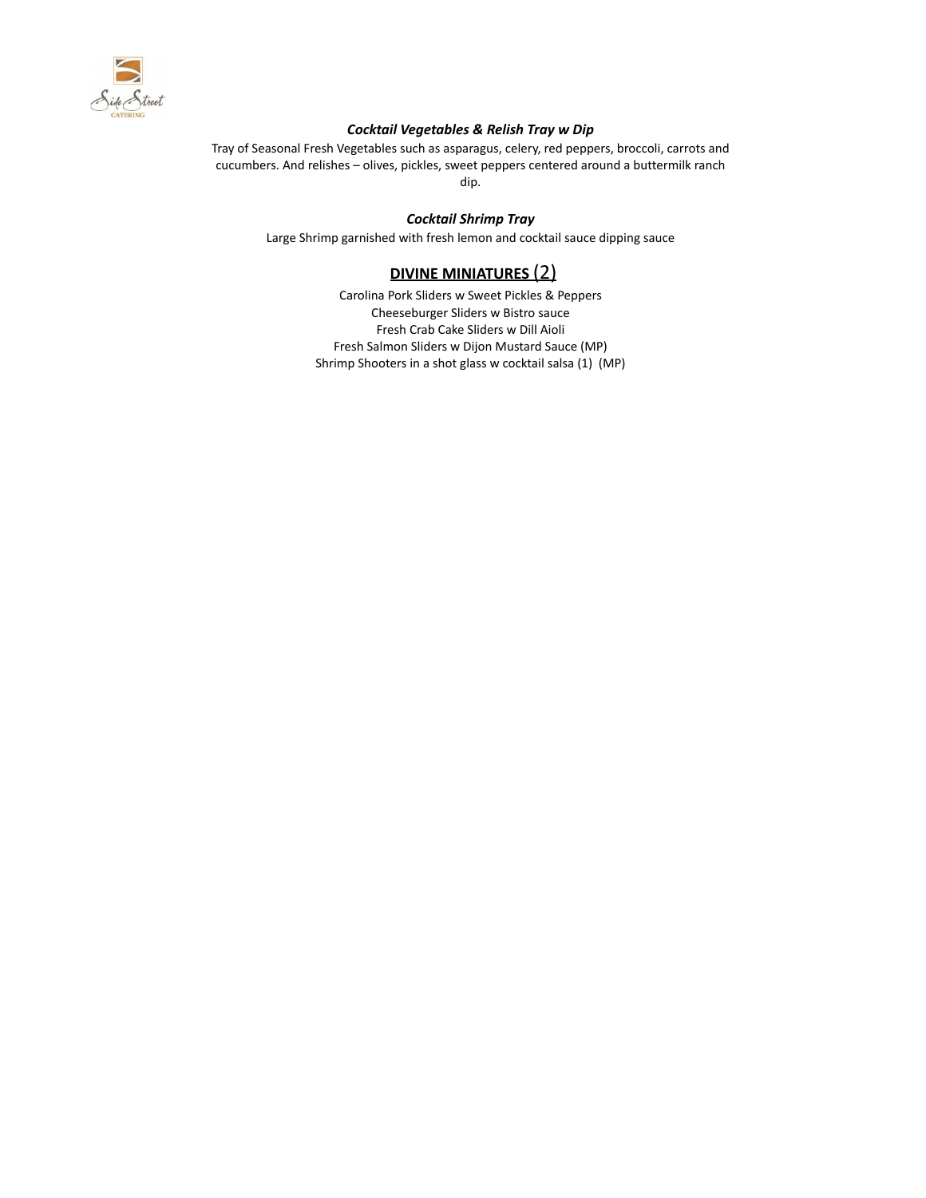### ***Cocktail Vegetables & Relish Tray w Dip***

Tray of Seasonal Fresh Vegetables such as asparagus, celery, red peppers, broccoli, carrots and cucumbers. And relishes – olives, pickles, sweet peppers centered around a buttermilk ranch dip.

### ***Cocktail Shrimp Tray***

Large Shrimp garnished with fresh lemon and cocktail sauce dipping sauce

## **DIVINE MINIATURES** (2)

Carolina Pork Sliders w Sweet Pickles & Peppers
Cheeseburger Sliders w Bistro sauce
Fresh Crab Cake Sliders w Dill Aioli
Fresh Salmon Sliders w Dijon Mustard Sauce (MP)
Shrimp Shooters in a shot glass w cocktail salsa (1) (MP)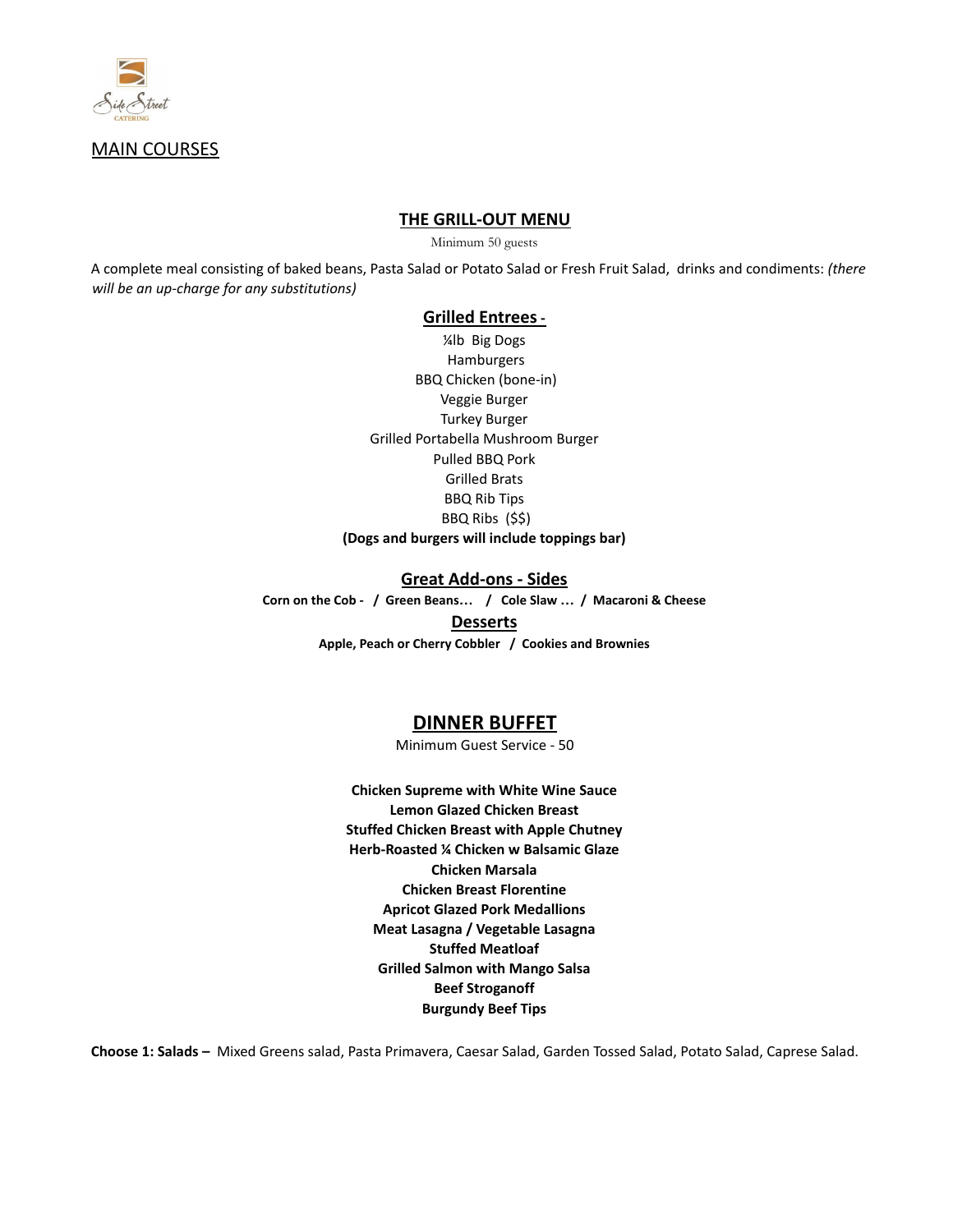Side Street CATERING

## MAIN COURSES

### THE GRILL-OUT MENU

Minimum 50 guests

A complete meal consisting of baked beans, Pasta Salad or Potato Salad or Fresh Fruit Salad, drinks and condiments: *(there will be an up-charge for any substitutions)*

#### Grilled Entrees -

¼lb Big Dogs
Hamburgers
BBQ Chicken (bone-in)
Veggie Burger
Turkey Burger
Grilled Portabella Mushroom Burger
Pulled BBQ Pork
Grilled Brats
BBQ Rib Tips
BBQ Ribs ($$)

**(Dogs and burgers will include toppings bar)**

#### Great Add-ons - Sides

**Corn on the Cob - / Green Beans… / Cole Slaw … / Macaroni & Cheese**

#### Desserts

**Apple, Peach or Cherry Cobbler / Cookies and Brownies**

### DINNER BUFFET

Minimum Guest Service - 50

**Chicken Supreme with White Wine Sauce**
**Lemon Glazed Chicken Breast**
**Stuffed Chicken Breast with Apple Chutney**
**Herb-Roasted ¼ Chicken w Balsamic Glaze**
**Chicken Marsala**
**Chicken Breast Florentine**
**Apricot Glazed Pork Medallions**
**Meat Lasagna / Vegetable Lasagna**
**Stuffed Meatloaf**
**Grilled Salmon with Mango Salsa**
**Beef Stroganoff**
**Burgundy Beef Tips**

**Choose 1: Salads –** Mixed Greens salad, Pasta Primavera, Caesar Salad, Garden Tossed Salad, Potato Salad, Caprese Salad.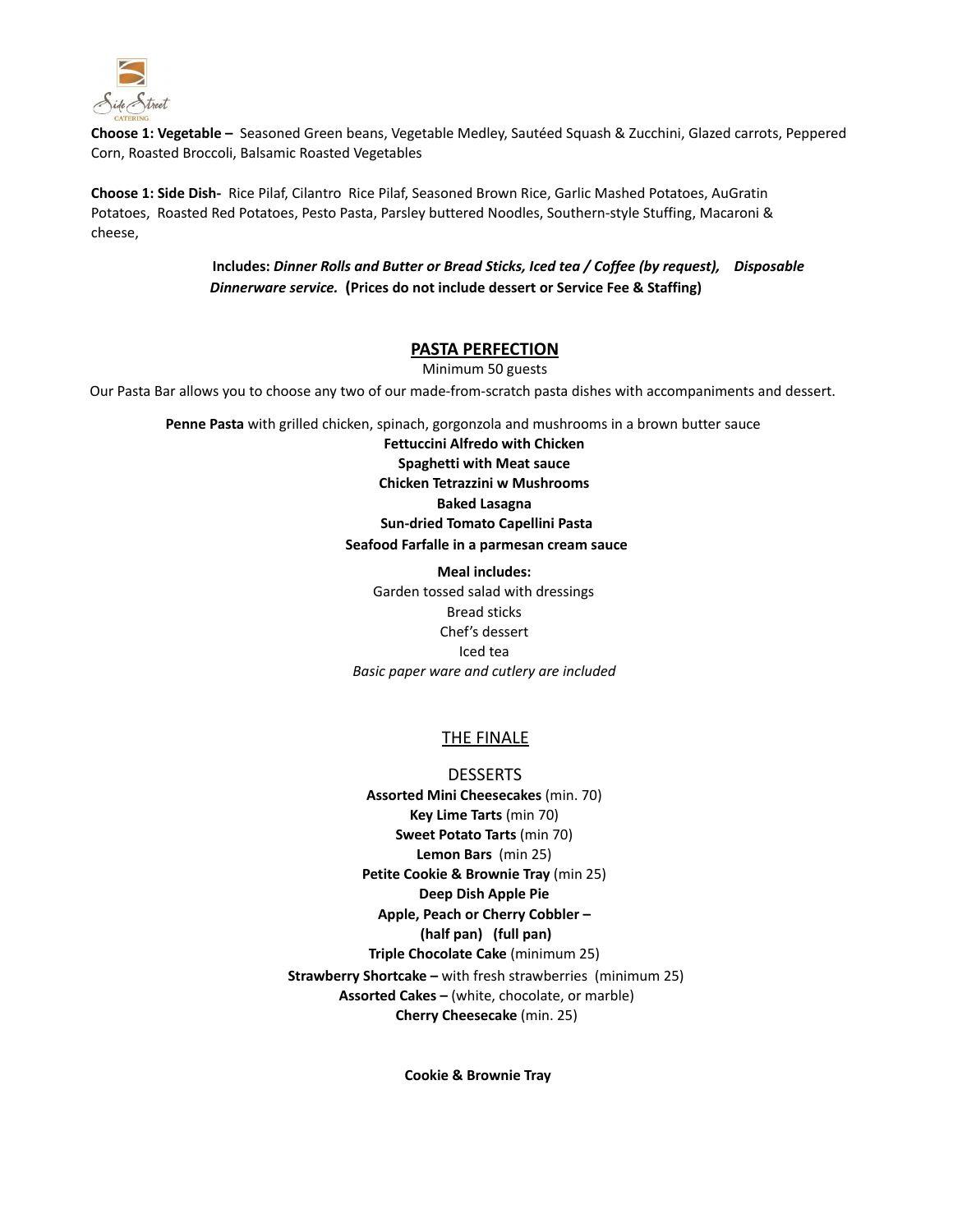**Choose 1: Vegetable –** Seasoned Green beans, Vegetable Medley, Sautéed Squash & Zucchini, Glazed carrots, Peppered Corn, Roasted Broccoli, Balsamic Roasted Vegetables

**Choose 1: Side Dish-** Rice Pilaf, Cilantro Rice Pilaf, Seasoned Brown Rice, Garlic Mashed Potatoes, AuGratin Potatoes, Roasted Red Potatoes, Pesto Pasta, Parsley buttered Noodles, Southern-style Stuffing, Macaroni & cheese,

**Includes:** ***Dinner Rolls and Butter or Bread Sticks, Iced tea / Coffee (by request), Disposable Dinnerware service.*** **(Prices do not include dessert or Service Fee & Staffing)**

## PASTA PERFECTION

Minimum 50 guests

Our Pasta Bar allows you to choose any two of our made-from-scratch pasta dishes with accompaniments and dessert.

**Penne Pasta** with grilled chicken, spinach, gorgonzola and mushrooms in a brown butter sauce

**Fettuccini Alfredo with Chicken**

**Spaghetti with Meat sauce**

**Chicken Tetrazzini w Mushrooms**

**Baked Lasagna**

**Sun-dried Tomato Capellini Pasta**

**Seafood Farfalle in a parmesan cream sauce**

**Meal includes:**

Garden tossed salad with dressings

Bread sticks

Chef's dessert

Iced tea

*Basic paper ware and cutlery are included*

## THE FINALE

### DESSERTS

**Assorted Mini Cheesecakes** (min. 70)

**Key Lime Tarts** (min 70)

**Sweet Potato Tarts** (min 70)

**Lemon Bars** (min 25)

**Petite Cookie & Brownie Tray** (min 25)

**Deep Dish Apple Pie**

**Apple, Peach or Cherry Cobbler –**

**(half pan) (full pan)**

**Triple Chocolate Cake** (minimum 25)

**Strawberry Shortcake –** with fresh strawberries (minimum 25)

**Assorted Cakes –** (white, chocolate, or marble)

**Cherry Cheesecake** (min. 25)

**Cookie & Brownie Tray**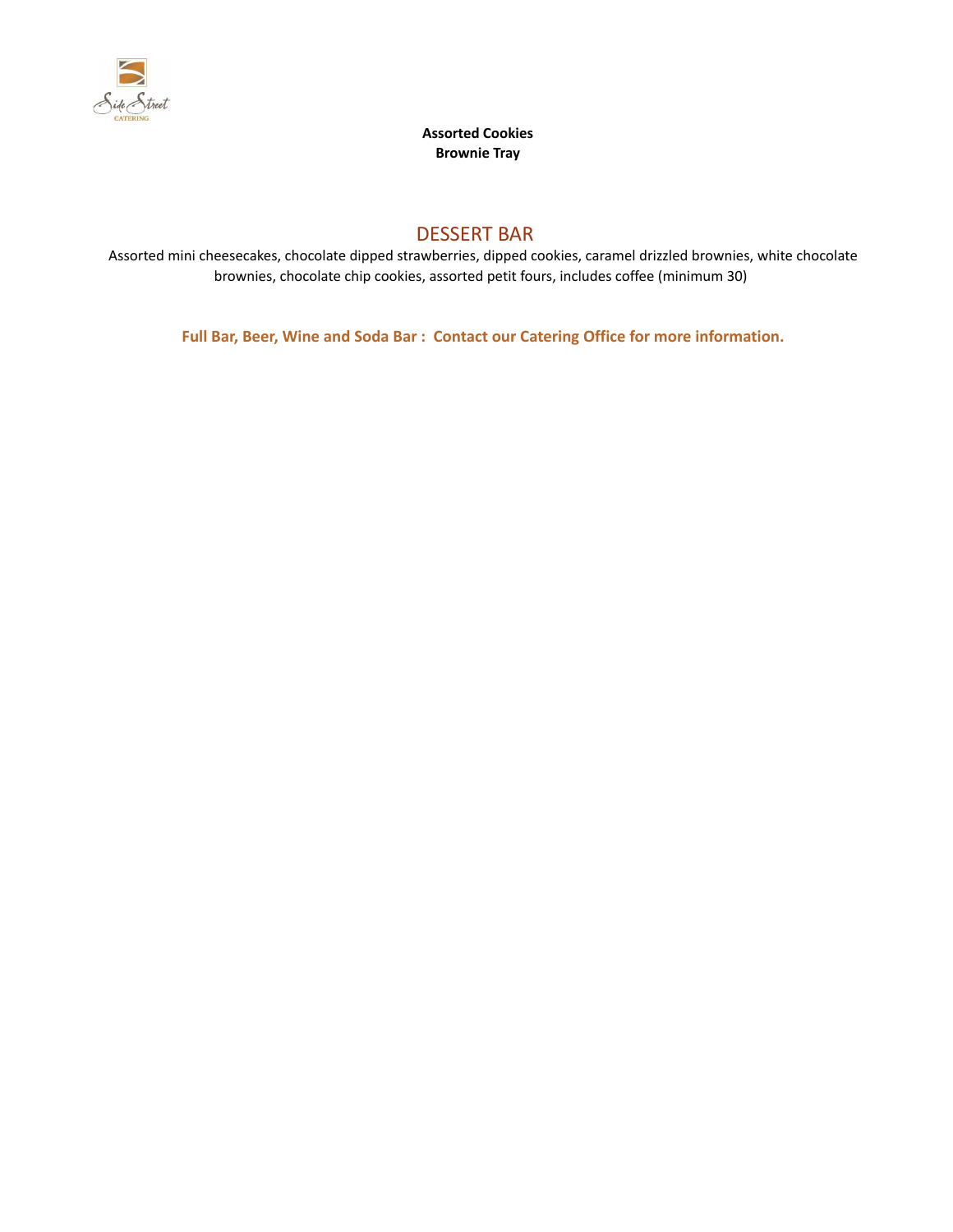**Assorted Cookies**
**Brownie Tray**

## DESSERT BAR

Assorted mini cheesecakes, chocolate dipped strawberries, dipped cookies, caramel drizzled brownies, white chocolate brownies, chocolate chip cookies, assorted petit fours, includes coffee (minimum 30)

**Full Bar, Beer, Wine and Soda Bar : Contact our Catering Office for more information.**